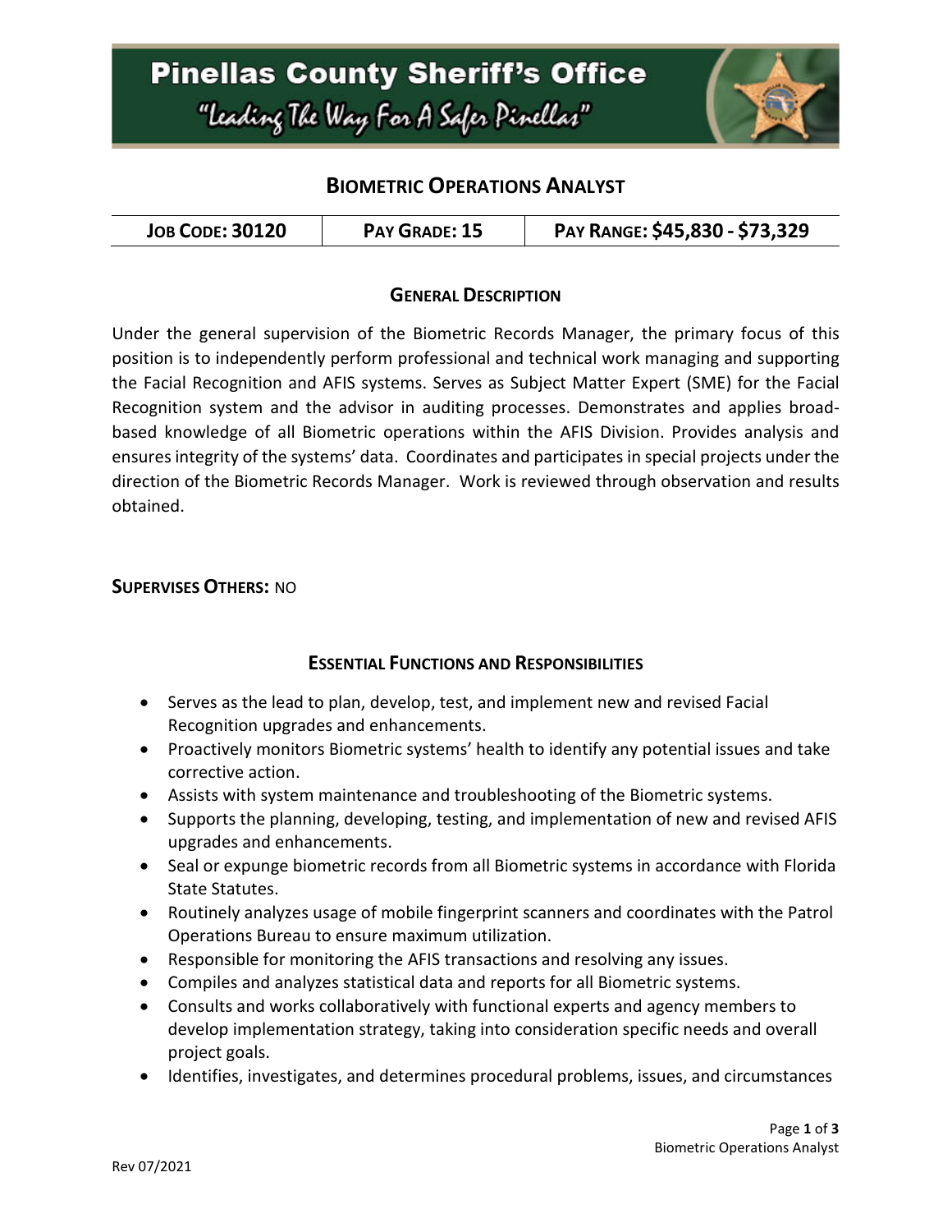# Pinellas County Sheriff's Office

"Leading The Way For A Safer Pinellas"

## BIOMETRIC OPERATIONS ANALYST

| JOB CODE: 30120 | PAY GRADE: 15 | PAY RANGE: $45,830 - $73,329 |
| --- | --- | --- |

### GENERAL DESCRIPTION

Under the general supervision of the Biometric Records Manager, the primary focus of this position is to independently perform professional and technical work managing and supporting the Facial Recognition and AFIS systems. Serves as Subject Matter Expert (SME) for the Facial Recognition system and the advisor in auditing processes. Demonstrates and applies broad-based knowledge of all Biometric operations within the AFIS Division. Provides analysis and ensures integrity of the systems' data. Coordinates and participates in special projects under the direction of the Biometric Records Manager. Work is reviewed through observation and results obtained.

**SUPERVISES OTHERS:** NO

### ESSENTIAL FUNCTIONS AND RESPONSIBILITIES

- Serves as the lead to plan, develop, test, and implement new and revised Facial Recognition upgrades and enhancements.
- Proactively monitors Biometric systems' health to identify any potential issues and take corrective action.
- Assists with system maintenance and troubleshooting of the Biometric systems.
- Supports the planning, developing, testing, and implementation of new and revised AFIS upgrades and enhancements.
- Seal or expunge biometric records from all Biometric systems in accordance with Florida State Statutes.
- Routinely analyzes usage of mobile fingerprint scanners and coordinates with the Patrol Operations Bureau to ensure maximum utilization.
- Responsible for monitoring the AFIS transactions and resolving any issues.
- Compiles and analyzes statistical data and reports for all Biometric systems.
- Consults and works collaboratively with functional experts and agency members to develop implementation strategy, taking into consideration specific needs and overall project goals.
- Identifies, investigates, and determines procedural problems, issues, and circumstances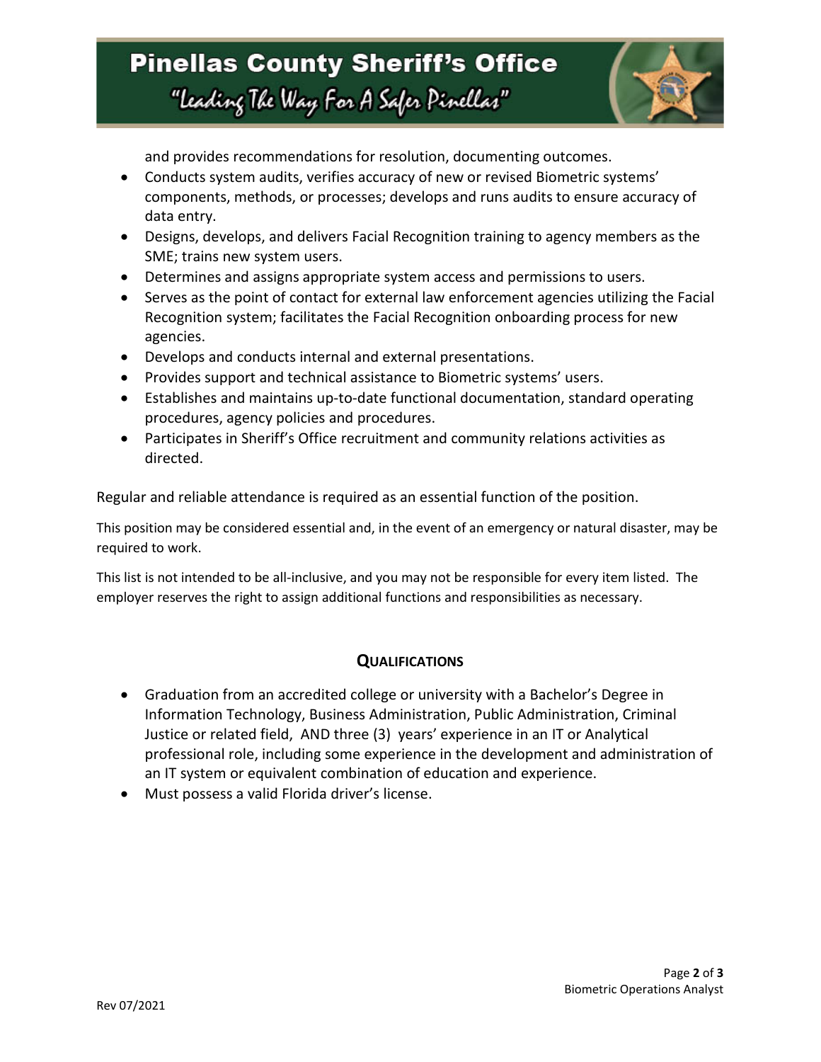and provides recommendations for resolution, documenting outcomes.

- Conducts system audits, verifies accuracy of new or revised Biometric systems' components, methods, or processes; develops and runs audits to ensure accuracy of data entry.
- Designs, develops, and delivers Facial Recognition training to agency members as the SME; trains new system users.
- Determines and assigns appropriate system access and permissions to users.
- Serves as the point of contact for external law enforcement agencies utilizing the Facial Recognition system; facilitates the Facial Recognition onboarding process for new agencies.
- Develops and conducts internal and external presentations.
- Provides support and technical assistance to Biometric systems' users.
- Establishes and maintains up-to-date functional documentation, standard operating procedures, agency policies and procedures.
- Participates in Sheriff's Office recruitment and community relations activities as directed.

Regular and reliable attendance is required as an essential function of the position.

This position may be considered essential and, in the event of an emergency or natural disaster, may be required to work.

This list is not intended to be all-inclusive, and you may not be responsible for every item listed. The employer reserves the right to assign additional functions and responsibilities as necessary.

## QUALIFICATIONS

- Graduation from an accredited college or university with a Bachelor's Degree in Information Technology, Business Administration, Public Administration, Criminal Justice or related field, AND three (3) years' experience in an IT or Analytical professional role, including some experience in the development and administration of an IT system or equivalent combination of education and experience.
- Must possess a valid Florida driver's license.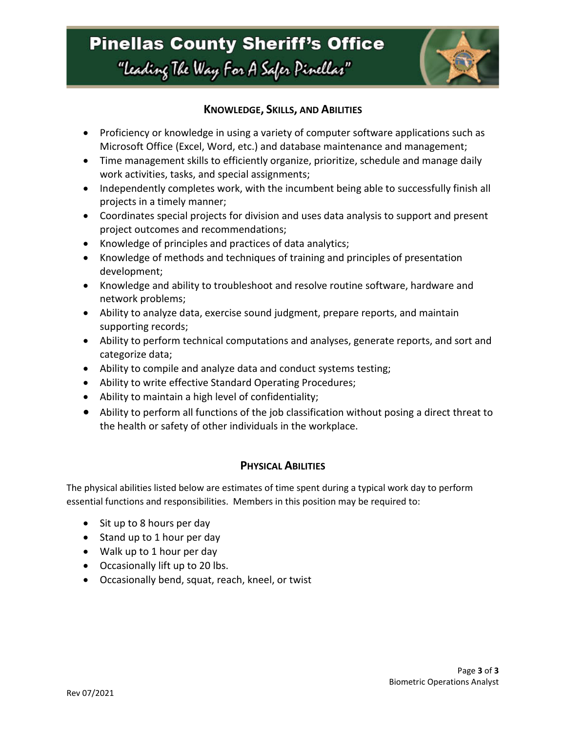## Knowledge, Skills, and Abilities

- Proficiency or knowledge in using a variety of computer software applications such as Microsoft Office (Excel, Word, etc.) and database maintenance and management;
- Time management skills to efficiently organize, prioritize, schedule and manage daily work activities, tasks, and special assignments;
- Independently completes work, with the incumbent being able to successfully finish all projects in a timely manner;
- Coordinates special projects for division and uses data analysis to support and present project outcomes and recommendations;
- Knowledge of principles and practices of data analytics;
- Knowledge of methods and techniques of training and principles of presentation development;
- Knowledge and ability to troubleshoot and resolve routine software, hardware and network problems;
- Ability to analyze data, exercise sound judgment, prepare reports, and maintain supporting records;
- Ability to perform technical computations and analyses, generate reports, and sort and categorize data;
- Ability to compile and analyze data and conduct systems testing;
- Ability to write effective Standard Operating Procedures;
- Ability to maintain a high level of confidentiality;
- Ability to perform all functions of the job classification without posing a direct threat to the health or safety of other individuals in the workplace.

## Physical Abilities

The physical abilities listed below are estimates of time spent during a typical work day to perform essential functions and responsibilities. Members in this position may be required to:

- Sit up to 8 hours per day
- Stand up to 1 hour per day
- Walk up to 1 hour per day
- Occasionally lift up to 20 lbs.
- Occasionally bend, squat, reach, kneel, or twist